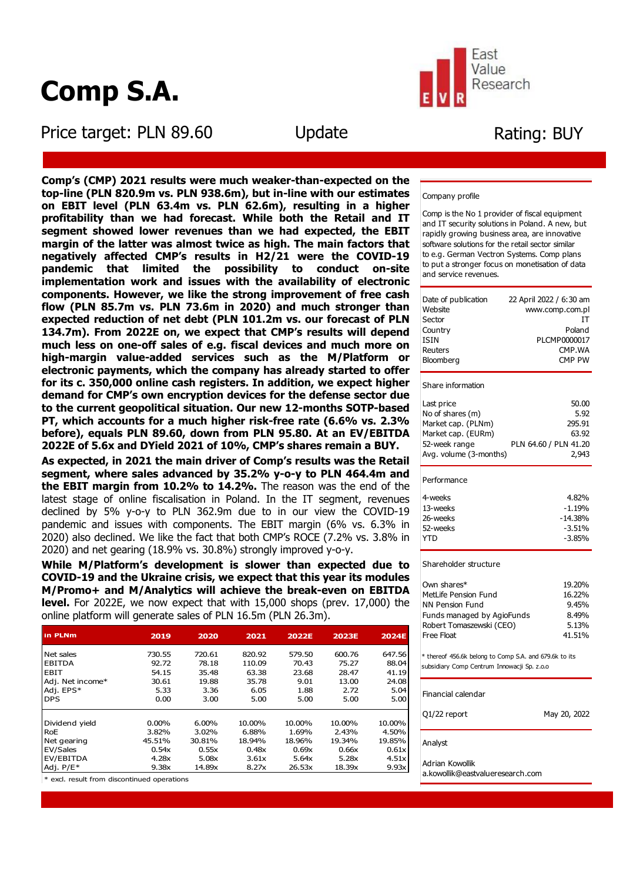# Comp S.A.

East Value Research

Price target: PLN 89.60 | Update | Rating: BUY

**Comp's (CMP) 2021 results were much weaker-than-expected on the top-line (PLN 820.9m vs. PLN 938.6m), but in-line with our estimates on EBIT level (PLN 63.4m vs. PLN 62.6m), resulting in a higher profitability than we had forecast. While both the Retail and IT segment showed lower revenues than we had expected, the EBIT margin of the latter was almost twice as high. The main factors that negatively affected CMP's results in H2/21 were the COVID-19 pandemic that limited the possibility to conduct on-site implementation work and issues with the availability of electronic components. However, we like the strong improvement of free cash flow (PLN 85.7m vs. PLN 73.6m in 2020) and much stronger than expected reduction of net debt (PLN 101.2m vs. our forecast of PLN 134.7m). From 2022E on, we expect that CMP's results will depend much less on one-off sales of e.g. fiscal devices and much more on high-margin value-added services such as the M/Platform or electronic payments, which the company has already started to offer for its c. 350,000 online cash registers. In addition, we expect higher demand for CMP's own encryption devices for the defense sector due to the current geopolitical situation. Our new 12-months SOTP-based PT, which accounts for a much higher risk-free rate (6.6% vs. 2.3% before), equals PLN 89.60, down from PLN 95.80. At an EV/EBITDA 2022E of 5.6x and DYield 2021 of 10%, CMP's shares remain a BUY.**

**As expected, in 2021 the main driver of Comp's results was the Retail segment, where sales advanced by 35.2% y-o-y to PLN 464.4m and the EBIT margin from 10.2% to 14.2%.** The reason was the end of the latest stage of online fiscalisation in Poland. In the IT segment, revenues declined by 5% y-o-y to PLN 362.9m due to in our view the COVID-19 pandemic and issues with components. The EBIT margin (6% vs. 6.3% in 2020) also declined. We like the fact that both CMP's ROCE (7.2% vs. 3.8% in 2020) and net gearing (18.9% vs. 30.8%) strongly improved y-o-y.

**While M/Platform's development is slower than expected due to COVID-19 and the Ukraine crisis, we expect that this year its modules M/Promo+ and M/Analytics will achieve the break-even on EBITDA level.** For 2022E, we now expect that with 15,000 shops (prev. 17,000) the online platform will generate sales of PLN 16.5m (PLN 26.3m).

| in PLNm | 2019 | 2020 | 2021 | 2022E | 2023E | 2024E |
|---|---|---|---|---|---|---|
| Net sales | 730.55 | 720.61 | 820.92 | 579.50 | 600.76 | 647.56 |
| EBITDA | 92.72 | 78.18 | 110.09 | 70.43 | 75.27 | 88.04 |
| EBIT | 54.15 | 35.48 | 63.38 | 23.68 | 28.47 | 41.19 |
| Adj. Net income* | 30.61 | 19.88 | 35.78 | 9.01 | 13.00 | 24.08 |
| Adj. EPS* | 5.33 | 3.36 | 6.05 | 1.88 | 2.72 | 5.04 |
| DPS | 0.00 | 3.00 | 5.00 | 5.00 | 5.00 | 5.00 |
| | | | | | | |
| Dividend yield | 0.00% | 6.00% | 10.00% | 10.00% | 10.00% | 10.00% |
| RoE | 3.82% | 3.02% | 6.88% | 1.69% | 2.43% | 4.50% |
| Net gearing | 45.51% | 30.81% | 18.94% | 18.96% | 19.34% | 19.85% |
| EV/Sales | 0.54x | 0.55x | 0.48x | 0.69x | 0.66x | 0.61x |
| EV/EBITDA | 4.28x | 5.08x | 3.61x | 5.64x | 5.28x | 4.51x |
| Adj. P/E* | 9.38x | 14.89x | 8.27x | 26.53x | 18.39x | 9.93x |

\* excl. result from discontinued operations

### Company profile

Comp is the No 1 provider of fiscal equipment and IT security solutions in Poland. A new, but rapidly growing business area, are innovative software solutions for the retail sector similar to e.g. German Vectron Systems. Comp plans to put a stronger focus on monetisation of data and service revenues.

| | |
|---|---|
| Date of publication | 22 April 2022 / 6:30 am |
| Website | www.comp.com.pl |
| Sector | IT |
| Country | Poland |
| ISIN | PLCMP0000017 |
| Reuters | CMP.WA |
| Bloomberg | CMP PW |

### Share information

| | |
|---|---|
| Last price | 50.00 |
| No of shares (m) | 5.92 |
| Market cap. (PLNm) | 295.91 |
| Market cap. (EURm) | 63.92 |
| 52-week range | PLN 64.60 / PLN 41.20 |
| Avg. volume (3-months) | 2,943 |

### Performance

| | |
|---|---|
| 4-weeks | 4.82% |
| 13-weeks | -1.19% |
| 26-weeks | -14.38% |
| 52-weeks | -3.51% |
| YTD | -3.85% |

### Shareholder structure

| | |
|---|---|
| Own shares* | 19.20% |
| MetLife Pension Fund | 16.22% |
| NN Pension Fund | 9.45% |
| Funds managed by AgioFunds | 8.49% |
| Robert Tomaszewski (CEO) | 5.13% |
| Free Float | 41.51% |

\* thereof 456.6k belong to Comp S.A. and 679.6k to its subsidiary Comp Centrum Innowacji Sp. z.o.o

### Financial calendar

| | |
|---|---|
| Q1/22 report | May 20, 2022 |

### Analyst

Adrian Kowollik
a.kowollik@eastvalueresearch.com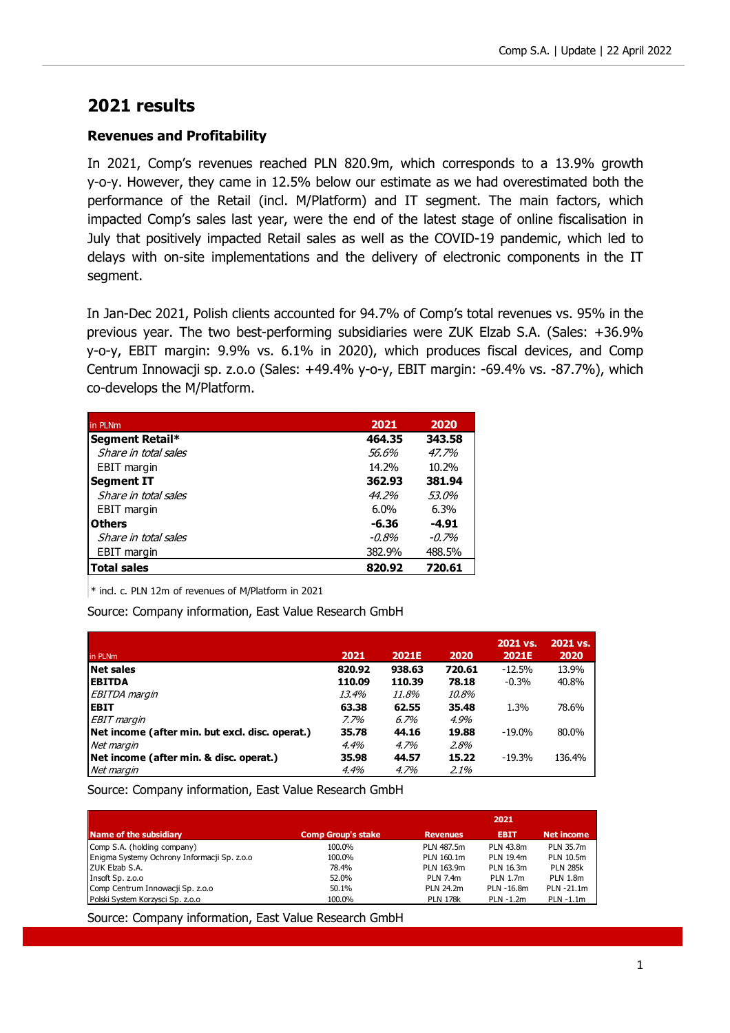# 2021 results

## Revenues and Profitability

In 2021, Comp's revenues reached PLN 820.9m, which corresponds to a 13.9% growth y-o-y. However, they came in 12.5% below our estimate as we had overestimated both the performance of the Retail (incl. M/Platform) and IT segment. The main factors, which impacted Comp's sales last year, were the end of the latest stage of online fiscalisation in July that positively impacted Retail sales as well as the COVID-19 pandemic, which led to delays with on-site implementations and the delivery of electronic components in the IT segment.

In Jan-Dec 2021, Polish clients accounted for 94.7% of Comp's total revenues vs. 95% in the previous year. The two best-performing subsidiaries were ZUK Elzab S.A. (Sales: +36.9% y-o-y, EBIT margin: 9.9% vs. 6.1% in 2020), which produces fiscal devices, and Comp Centrum Innowacji sp. z.o.o (Sales: +49.4% y-o-y, EBIT margin: -69.4% vs. -87.7%), which co-develops the M/Platform.

| in PLNm | 2021 | 2020 |
|---|---|---|
| **Segment Retail*** | **464.35** | **343.58** |
| *Share in total sales* | *56.6%* | *47.7%* |
| EBIT margin | 14.2% | 10.2% |
| **Segment IT** | **362.93** | **381.94** |
| *Share in total sales* | *44.2%* | *53.0%* |
| EBIT margin | 6.0% | 6.3% |
| **Others** | **-6.36** | **-4.91** |
| *Share in total sales* | *-0.8%* | *-0.7%* |
| EBIT margin | 382.9% | 488.5% |
| **Total sales** | **820.92** | **720.61** |

\* incl. c. PLN 12m of revenues of M/Platform in 2021

Source: Company information, East Value Research GmbH

| in PLNm | 2021 | 2021E | 2020 | 2021 vs. 2021E | 2021 vs. 2020 |
|---|---|---|---|---|---|
| **Net sales** | **820.92** | **938.63** | **720.61** | -12.5% | 13.9% |
| **EBITDA** | **110.09** | **110.39** | **78.18** | -0.3% | 40.8% |
| *EBITDA margin* | *13.4%* | *11.8%* | *10.8%* | | |
| **EBIT** | **63.38** | **62.55** | **35.48** | 1.3% | 78.6% |
| *EBIT margin* | *7.7%* | *6.7%* | *4.9%* | | |
| **Net income (after min. but excl. disc. operat.)** | **35.78** | **44.16** | **19.88** | -19.0% | 80.0% |
| *Net margin* | *4.4%* | *4.7%* | *2.8%* | | |
| **Net income (after min. & disc. operat.)** | **35.98** | **44.57** | **15.22** | -19.3% | 136.4% |
| *Net margin* | *4.4%* | *4.7%* | *2.1%* | | |

Source: Company information, East Value Research GmbH

| | | 2021 | | |
|---|---|---|---|---|
| **Name of the subsidiary** | **Comp Group's stake** | **Revenues** | **EBIT** | **Net income** |
| Comp S.A. (holding company) | 100.0% | PLN 487.5m | PLN 43.8m | PLN 35.7m |
| Enigma Systemy Ochrony Informacji Sp. z.o.o | 100.0% | PLN 160.1m | PLN 19.4m | PLN 10.5m |
| ZUK Elzab S.A. | 78.4% | PLN 163.9m | PLN 16.3m | PLN 285k |
| Insoft Sp. z.o.o | 52.0% | PLN 7.4m | PLN 1.7m | PLN 1.8m |
| Comp Centrum Innowacji Sp. z.o.o | 50.1% | PLN 24.2m | PLN -16.8m | PLN -21.1m |
| Polski System Korzysci Sp. z.o.o | 100.0% | PLN 178k | PLN -1.2m | PLN -1.1m |

Source: Company information, East Value Research GmbH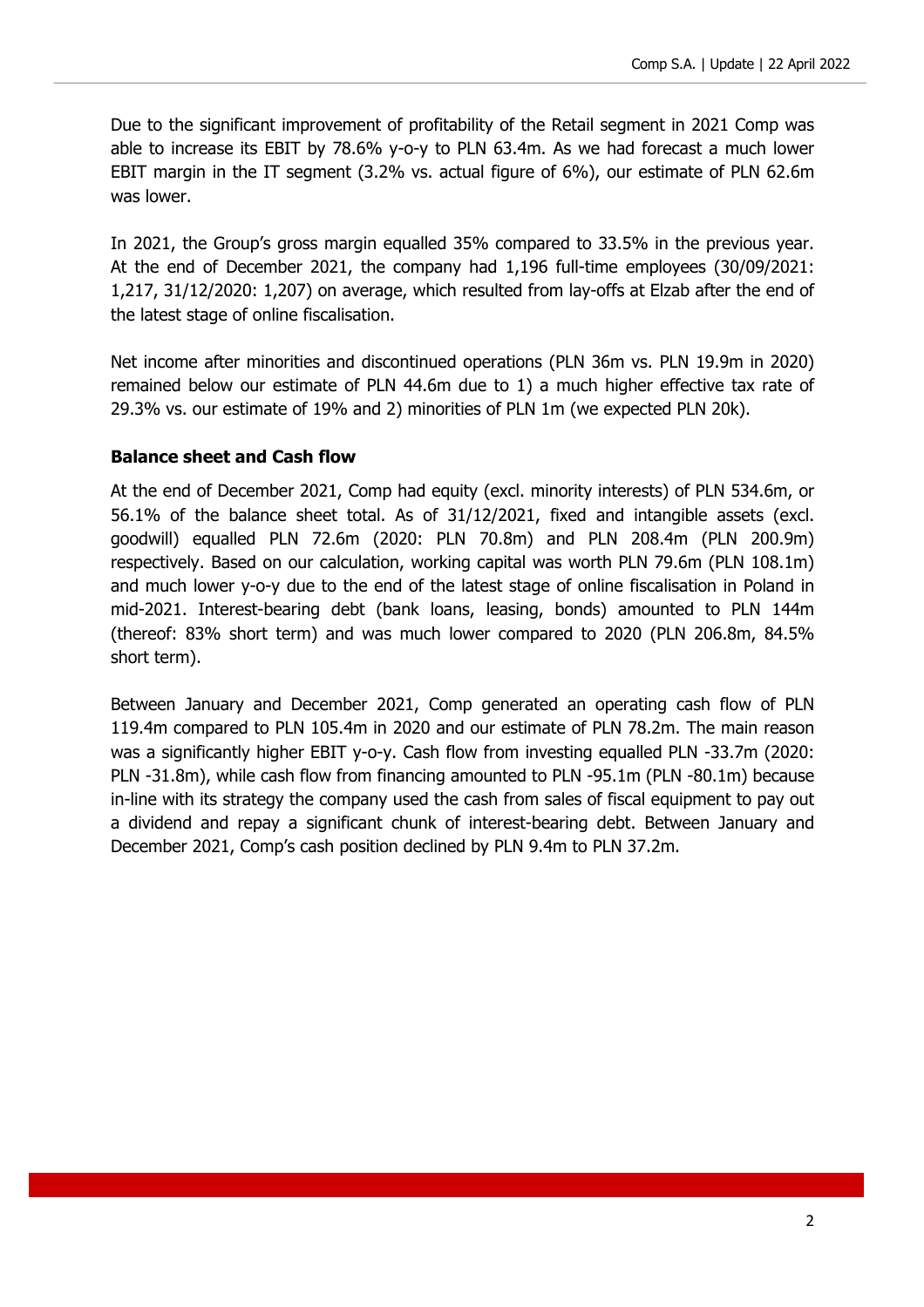Due to the significant improvement of profitability of the Retail segment in 2021 Comp was able to increase its EBIT by 78.6% y-o-y to PLN 63.4m. As we had forecast a much lower EBIT margin in the IT segment (3.2% vs. actual figure of 6%), our estimate of PLN 62.6m was lower.

In 2021, the Group's gross margin equalled 35% compared to 33.5% in the previous year. At the end of December 2021, the company had 1,196 full-time employees (30/09/2021: 1,217, 31/12/2020: 1,207) on average, which resulted from lay-offs at Elzab after the end of the latest stage of online fiscalisation.

Net income after minorities and discontinued operations (PLN 36m vs. PLN 19.9m in 2020) remained below our estimate of PLN 44.6m due to 1) a much higher effective tax rate of 29.3% vs. our estimate of 19% and 2) minorities of PLN 1m (we expected PLN 20k).

**Balance sheet and Cash flow**

At the end of December 2021, Comp had equity (excl. minority interests) of PLN 534.6m, or 56.1% of the balance sheet total. As of 31/12/2021, fixed and intangible assets (excl. goodwill) equalled PLN 72.6m (2020: PLN 70.8m) and PLN 208.4m (PLN 200.9m) respectively. Based on our calculation, working capital was worth PLN 79.6m (PLN 108.1m) and much lower y-o-y due to the end of the latest stage of online fiscalisation in Poland in mid-2021. Interest-bearing debt (bank loans, leasing, bonds) amounted to PLN 144m (thereof: 83% short term) and was much lower compared to 2020 (PLN 206.8m, 84.5% short term).

Between January and December 2021, Comp generated an operating cash flow of PLN 119.4m compared to PLN 105.4m in 2020 and our estimate of PLN 78.2m. The main reason was a significantly higher EBIT y-o-y. Cash flow from investing equalled PLN -33.7m (2020: PLN -31.8m), while cash flow from financing amounted to PLN -95.1m (PLN -80.1m) because in-line with its strategy the company used the cash from sales of fiscal equipment to pay out a dividend and repay a significant chunk of interest-bearing debt. Between January and December 2021, Comp's cash position declined by PLN 9.4m to PLN 37.2m.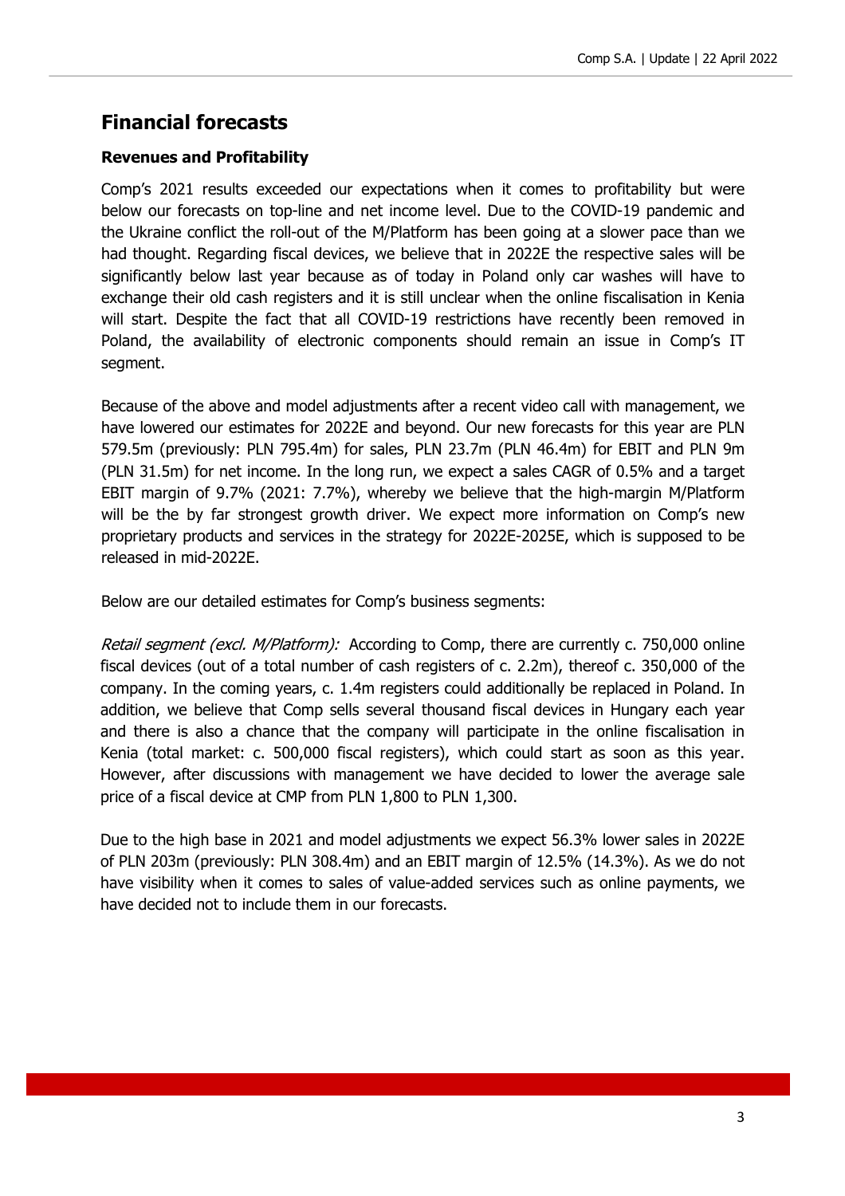## Financial forecasts

### Revenues and Profitability

Comp's 2021 results exceeded our expectations when it comes to profitability but were below our forecasts on top-line and net income level. Due to the COVID-19 pandemic and the Ukraine conflict the roll-out of the M/Platform has been going at a slower pace than we had thought. Regarding fiscal devices, we believe that in 2022E the respective sales will be significantly below last year because as of today in Poland only car washes will have to exchange their old cash registers and it is still unclear when the online fiscalisation in Kenia will start. Despite the fact that all COVID-19 restrictions have recently been removed in Poland, the availability of electronic components should remain an issue in Comp's IT segment.

Because of the above and model adjustments after a recent video call with management, we have lowered our estimates for 2022E and beyond. Our new forecasts for this year are PLN 579.5m (previously: PLN 795.4m) for sales, PLN 23.7m (PLN 46.4m) for EBIT and PLN 9m (PLN 31.5m) for net income. In the long run, we expect a sales CAGR of 0.5% and a target EBIT margin of 9.7% (2021: 7.7%), whereby we believe that the high-margin M/Platform will be the by far strongest growth driver. We expect more information on Comp's new proprietary products and services in the strategy for 2022E-2025E, which is supposed to be released in mid-2022E.

Below are our detailed estimates for Comp's business segments:

*Retail segment (excl. M/Platform):* According to Comp, there are currently c. 750,000 online fiscal devices (out of a total number of cash registers of c. 2.2m), thereof c. 350,000 of the company. In the coming years, c. 1.4m registers could additionally be replaced in Poland. In addition, we believe that Comp sells several thousand fiscal devices in Hungary each year and there is also a chance that the company will participate in the online fiscalisation in Kenia (total market: c. 500,000 fiscal registers), which could start as soon as this year. However, after discussions with management we have decided to lower the average sale price of a fiscal device at CMP from PLN 1,800 to PLN 1,300.

Due to the high base in 2021 and model adjustments we expect 56.3% lower sales in 2022E of PLN 203m (previously: PLN 308.4m) and an EBIT margin of 12.5% (14.3%). As we do not have visibility when it comes to sales of value-added services such as online payments, we have decided not to include them in our forecasts.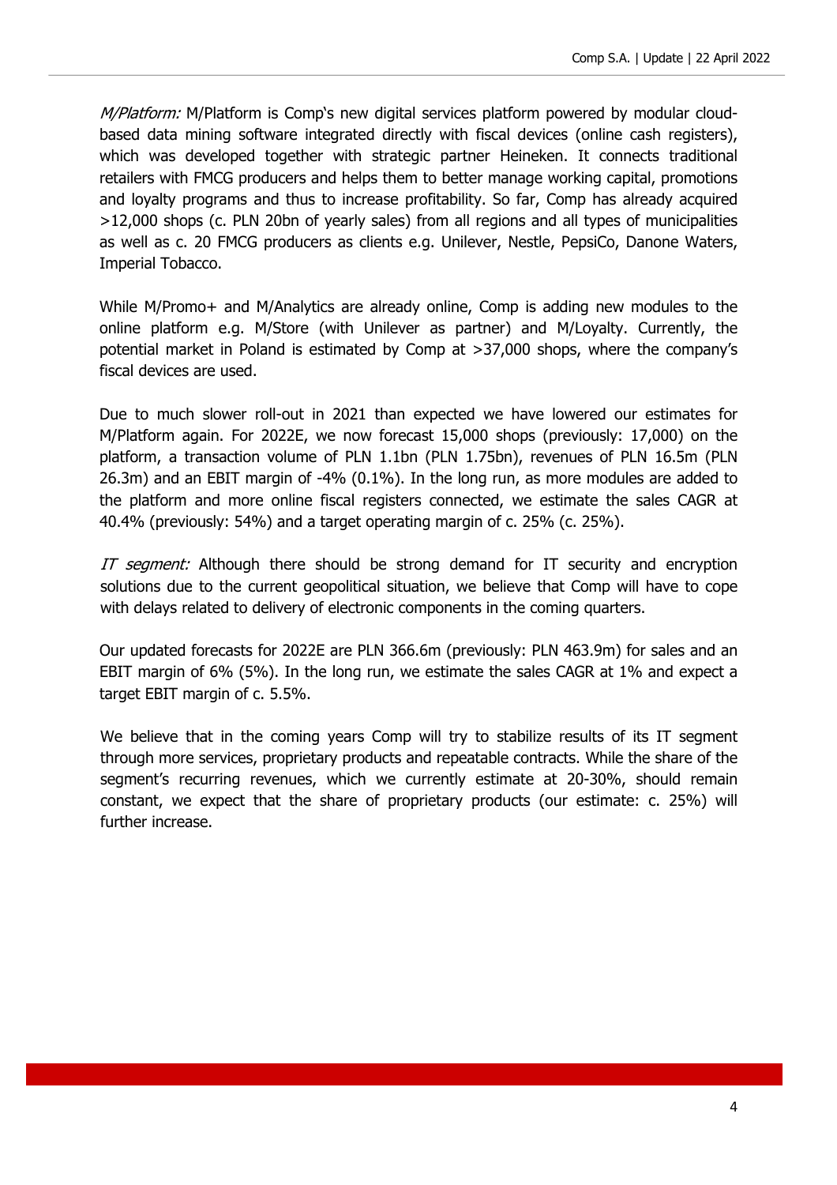*M/Platform:* M/Platform is Comp's new digital services platform powered by modular cloud-based data mining software integrated directly with fiscal devices (online cash registers), which was developed together with strategic partner Heineken. It connects traditional retailers with FMCG producers and helps them to better manage working capital, promotions and loyalty programs and thus to increase profitability. So far, Comp has already acquired >12,000 shops (c. PLN 20bn of yearly sales) from all regions and all types of municipalities as well as c. 20 FMCG producers as clients e.g. Unilever, Nestle, PepsiCo, Danone Waters, Imperial Tobacco.

While M/Promo+ and M/Analytics are already online, Comp is adding new modules to the online platform e.g. M/Store (with Unilever as partner) and M/Loyalty. Currently, the potential market in Poland is estimated by Comp at >37,000 shops, where the company's fiscal devices are used.

Due to much slower roll-out in 2021 than expected we have lowered our estimates for M/Platform again. For 2022E, we now forecast 15,000 shops (previously: 17,000) on the platform, a transaction volume of PLN 1.1bn (PLN 1.75bn), revenues of PLN 16.5m (PLN 26.3m) and an EBIT margin of -4% (0.1%). In the long run, as more modules are added to the platform and more online fiscal registers connected, we estimate the sales CAGR at 40.4% (previously: 54%) and a target operating margin of c. 25% (c. 25%).

*IT segment:* Although there should be strong demand for IT security and encryption solutions due to the current geopolitical situation, we believe that Comp will have to cope with delays related to delivery of electronic components in the coming quarters.

Our updated forecasts for 2022E are PLN 366.6m (previously: PLN 463.9m) for sales and an EBIT margin of 6% (5%). In the long run, we estimate the sales CAGR at 1% and expect a target EBIT margin of c. 5.5%.

We believe that in the coming years Comp will try to stabilize results of its IT segment through more services, proprietary products and repeatable contracts. While the share of the segment's recurring revenues, which we currently estimate at 20-30%, should remain constant, we expect that the share of proprietary products (our estimate: c. 25%) will further increase.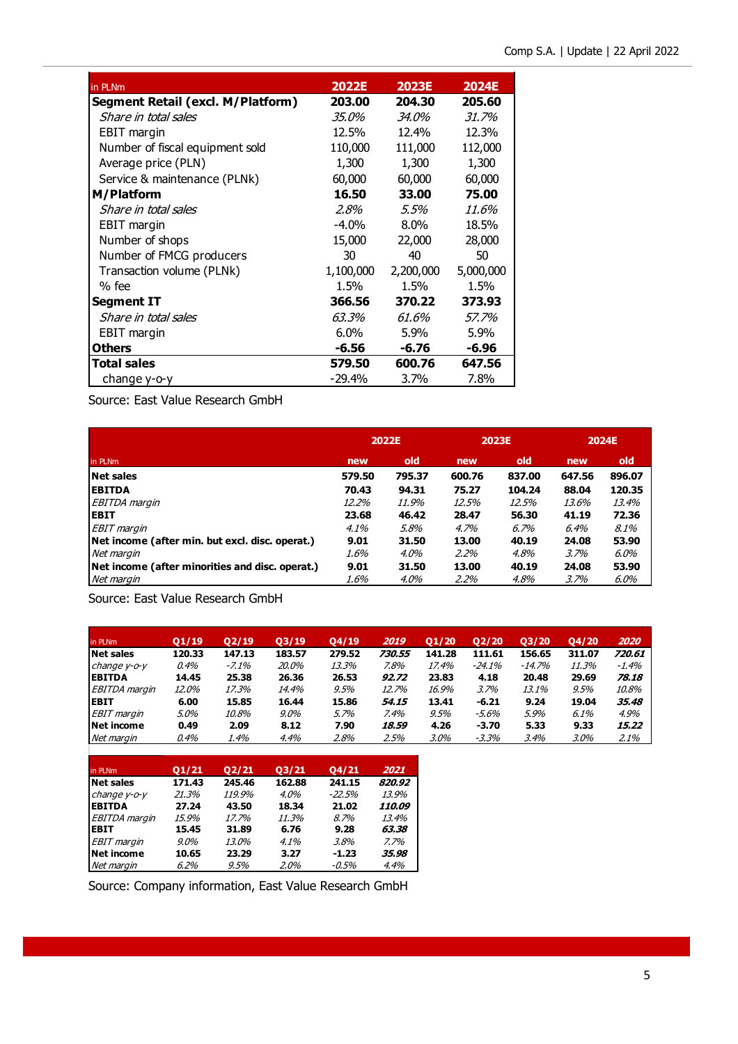| in PLNm | 2022E | 2023E | 2024E |
|---|---|---|---|
| **Segment Retail (excl. M/Platform)** | **203.00** | **204.30** | **205.60** |
| *Share in total sales* | *35.0%* | *34.0%* | *31.7%* |
| EBIT margin | 12.5% | 12.4% | 12.3% |
| Number of fiscal equipment sold | 110,000 | 111,000 | 112,000 |
| Average price (PLN) | 1,300 | 1,300 | 1,300 |
| Service & maintenance (PLNk) | 60,000 | 60,000 | 60,000 |
| **M/Platform** | **16.50** | **33.00** | **75.00** |
| *Share in total sales* | *2.8%* | *5.5%* | *11.6%* |
| EBIT margin | -4.0% | 8.0% | 18.5% |
| Number of shops | 15,000 | 22,000 | 28,000 |
| Number of FMCG producers | 30 | 40 | 50 |
| Transaction volume (PLNk) | 1,100,000 | 2,200,000 | 5,000,000 |
| % fee | 1.5% | 1.5% | 1.5% |
| **Segment IT** | **366.56** | **370.22** | **373.93** |
| *Share in total sales* | *63.3%* | *61.6%* | *57.7%* |
| EBIT margin | 6.0% | 5.9% | 5.9% |
| **Others** | **-6.56** | **-6.76** | **-6.96** |
| **Total sales** | **579.50** | **600.76** | **647.56** |
| change y-o-y | -29.4% | 3.7% | 7.8% |

Source: East Value Research GmbH

| | 2022E | | 2023E | | 2024E | |
|---|---|---|---|---|---|---|
| in PLNm | new | old | new | old | new | old |
| **Net sales** | **579.50** | **795.37** | **600.76** | **837.00** | **647.56** | **896.07** |
| **EBITDA** | **70.43** | **94.31** | **75.27** | **104.24** | **88.04** | **120.35** |
| *EBITDA margin* | *12.2%* | *11.9%* | *12.5%* | *12.5%* | *13.6%* | *13.4%* |
| **EBIT** | **23.68** | **46.42** | **28.47** | **56.30** | **41.19** | **72.36** |
| *EBIT margin* | *4.1%* | *5.8%* | *4.7%* | *6.7%* | *6.4%* | *8.1%* |
| **Net income (after min. but excl. disc. operat.)** | **9.01** | **31.50** | **13.00** | **40.19** | **24.08** | **53.90** |
| *Net margin* | *1.6%* | *4.0%* | *2.2%* | *4.8%* | *3.7%* | *6.0%* |
| **Net income (after minorities and disc. operat.)** | **9.01** | **31.50** | **13.00** | **40.19** | **24.08** | **53.90** |
| *Net margin* | *1.6%* | *4.0%* | *2.2%* | *4.8%* | *3.7%* | *6.0%* |

Source: East Value Research GmbH

| in PLNm | Q1/19 | Q2/19 | Q3/19 | Q4/19 | *2019* | Q1/20 | Q2/20 | Q3/20 | Q4/20 | *2020* |
|---|---|---|---|---|---|---|---|---|---|---|
| **Net sales** | **120.33** | **147.13** | **183.57** | **279.52** | ***730.55*** | **141.28** | **111.61** | **156.65** | **311.07** | ***720.61*** |
| *change y-o-y* | *0.4%* | *-7.1%* | *20.0%* | *13.3%* | *7.8%* | *17.4%* | *-24.1%* | *-14.7%* | *11.3%* | *-1.4%* |
| **EBITDA** | **14.45** | **25.38** | **26.36** | **26.53** | ***92.72*** | **23.83** | **4.18** | **20.48** | **29.69** | ***78.18*** |
| *EBITDA margin* | *12.0%* | *17.3%* | *14.4%* | *9.5%* | *12.7%* | *16.9%* | *3.7%* | *13.1%* | *9.5%* | *10.8%* |
| **EBIT** | **6.00** | **15.85** | **16.44** | **15.86** | ***54.15*** | **13.41** | **-6.21** | **9.24** | **19.04** | ***35.48*** |
| *EBIT margin* | *5.0%* | *10.8%* | *9.0%* | *5.7%* | *7.4%* | *9.5%* | *-5.6%* | *5.9%* | *6.1%* | *4.9%* |
| **Net income** | **0.49** | **2.09** | **8.12** | **7.90** | ***18.59*** | **4.26** | **-3.70** | **5.33** | **9.33** | ***15.22*** |
| *Net margin* | *0.4%* | *1.4%* | *4.4%* | *2.8%* | *2.5%* | *3.0%* | *-3.3%* | *3.4%* | *3.0%* | *2.1%* |

| in PLNm | Q1/21 | Q2/21 | Q3/21 | Q4/21 | *2021* |
|---|---|---|---|---|---|
| **Net sales** | **171.43** | **245.46** | **162.88** | **241.15** | ***820.92*** |
| *change y-o-y* | *21.3%* | *119.9%* | *4.0%* | *-22.5%* | *13.9%* |
| **EBITDA** | **27.24** | **43.50** | **18.34** | **21.02** | ***110.09*** |
| *EBITDA margin* | *15.9%* | *17.7%* | *11.3%* | *8.7%* | *13.4%* |
| **EBIT** | **15.45** | **31.89** | **6.76** | **9.28** | ***63.38*** |
| *EBIT margin* | *9.0%* | *13.0%* | *4.1%* | *3.8%* | *7.7%* |
| **Net income** | **10.65** | **23.29** | **3.27** | **-1.23** | ***35.98*** |
| *Net margin* | *6.2%* | *9.5%* | *2.0%* | *-0.5%* | *4.4%* |

Source: Company information, East Value Research GmbH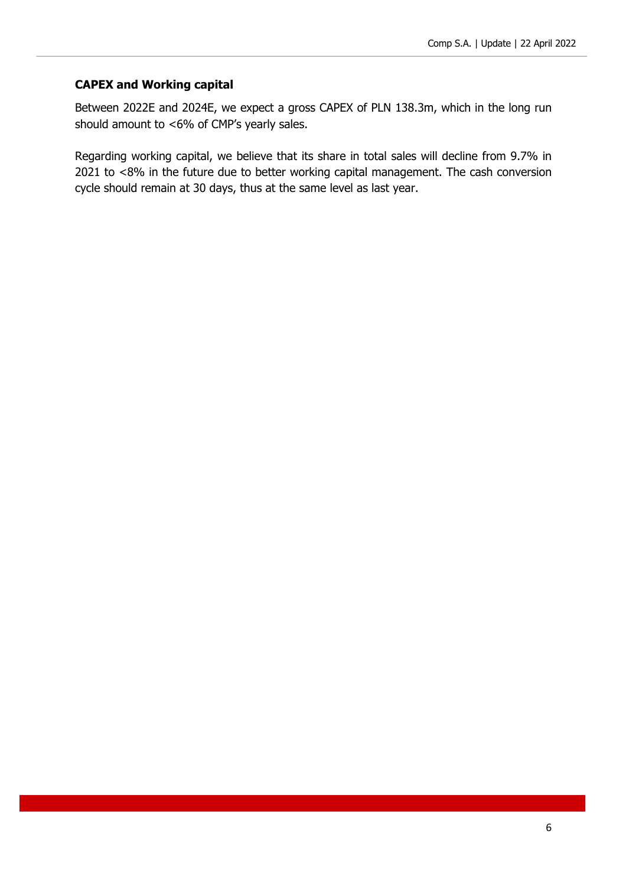### CAPEX and Working capital

Between 2022E and 2024E, we expect a gross CAPEX of PLN 138.3m, which in the long run should amount to <6% of CMP's yearly sales.

Regarding working capital, we believe that its share in total sales will decline from 9.7% in 2021 to <8% in the future due to better working capital management. The cash conversion cycle should remain at 30 days, thus at the same level as last year.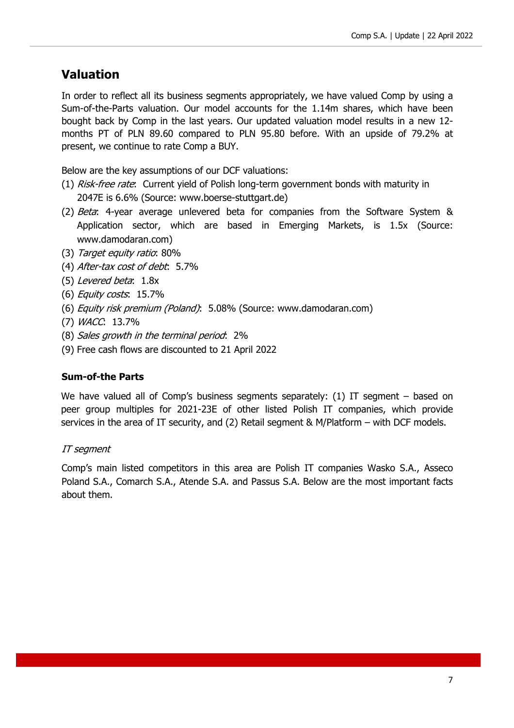## Valuation

In order to reflect all its business segments appropriately, we have valued Comp by using a Sum-of-the-Parts valuation. Our model accounts for the 1.14m shares, which have been bought back by Comp in the last years. Our updated valuation model results in a new 12-months PT of PLN 89.60 compared to PLN 95.80 before. With an upside of 79.2% at present, we continue to rate Comp a BUY.

Below are the key assumptions of our DCF valuations:

(1) *Risk-free rate*: Current yield of Polish long-term government bonds with maturity in 2047E is 6.6% (Source: www.boerse-stuttgart.de)
(2) *Beta*: 4-year average unlevered beta for companies from the Software System & Application sector, which are based in Emerging Markets, is 1.5x (Source: www.damodaran.com)
(3) *Target equity ratio*: 80%
(4) *After-tax cost of debt*: 5.7%
(5) *Levered beta*: 1.8x
(6) *Equity costs*: 15.7%
(6) *Equity risk premium (Poland)*: 5.08% (Source: www.damodaran.com)
(7) *WACC*: 13.7%
(8) *Sales growth in the terminal period*: 2%
(9) Free cash flows are discounted to 21 April 2022

### Sum-of-the Parts

We have valued all of Comp's business segments separately: (1) IT segment – based on peer group multiples for 2021-23E of other listed Polish IT companies, which provide services in the area of IT security, and (2) Retail segment & M/Platform – with DCF models.

*IT segment*

Comp's main listed competitors in this area are Polish IT companies Wasko S.A., Asseco Poland S.A., Comarch S.A., Atende S.A. and Passus S.A. Below are the most important facts about them.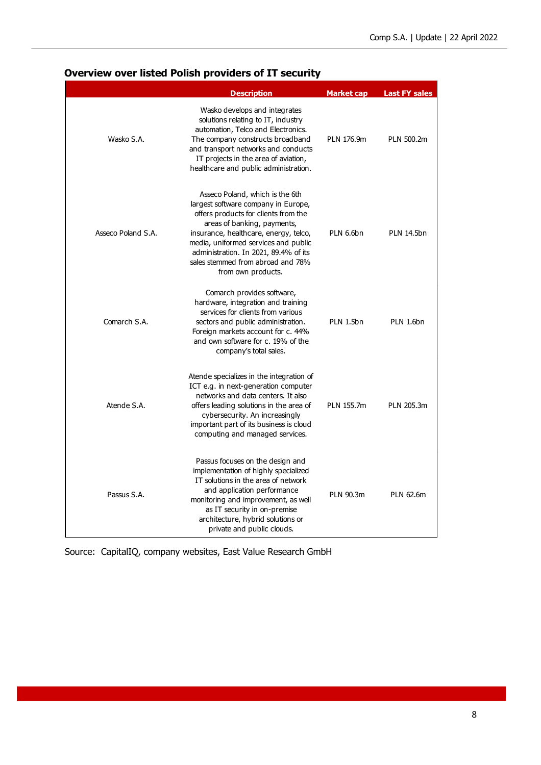## Overview over listed Polish providers of IT security

| | Description | Market cap | Last FY sales |
|---|---|---|---|
| Wasko S.A. | Wasko develops and integrates solutions relating to IT, industry automation, Telco and Electronics. The company constructs broadband and transport networks and conducts IT projects in the area of aviation, healthcare and public administration. | PLN 176.9m | PLN 500.2m |
| Asseco Poland S.A. | Asseco Poland, which is the 6th largest software company in Europe, offers products for clients from the areas of banking, payments, insurance, healthcare, energy, telco, media, uniformed services and public administration. In 2021, 89.4% of its sales stemmed from abroad and 78% from own products. | PLN 6.6bn | PLN 14.5bn |
| Comarch S.A. | Comarch provides software, hardware, integration and training services for clients from various sectors and public administration. Foreign markets account for c. 44% and own software for c. 19% of the company's total sales. | PLN 1.5bn | PLN 1.6bn |
| Atende S.A. | Atende specializes in the integration of ICT e.g. in next-generation computer networks and data centers. It also offers leading solutions in the area of cybersecurity. An increasingly important part of its business is cloud computing and managed services. | PLN 155.7m | PLN 205.3m |
| Passus S.A. | Passus focuses on the design and implementation of highly specialized IT solutions in the area of network and application performance monitoring and improvement, as well as IT security in on-premise architecture, hybrid solutions or private and public clouds. | PLN 90.3m | PLN 62.6m |

Source: CapitalIQ, company websites, East Value Research GmbH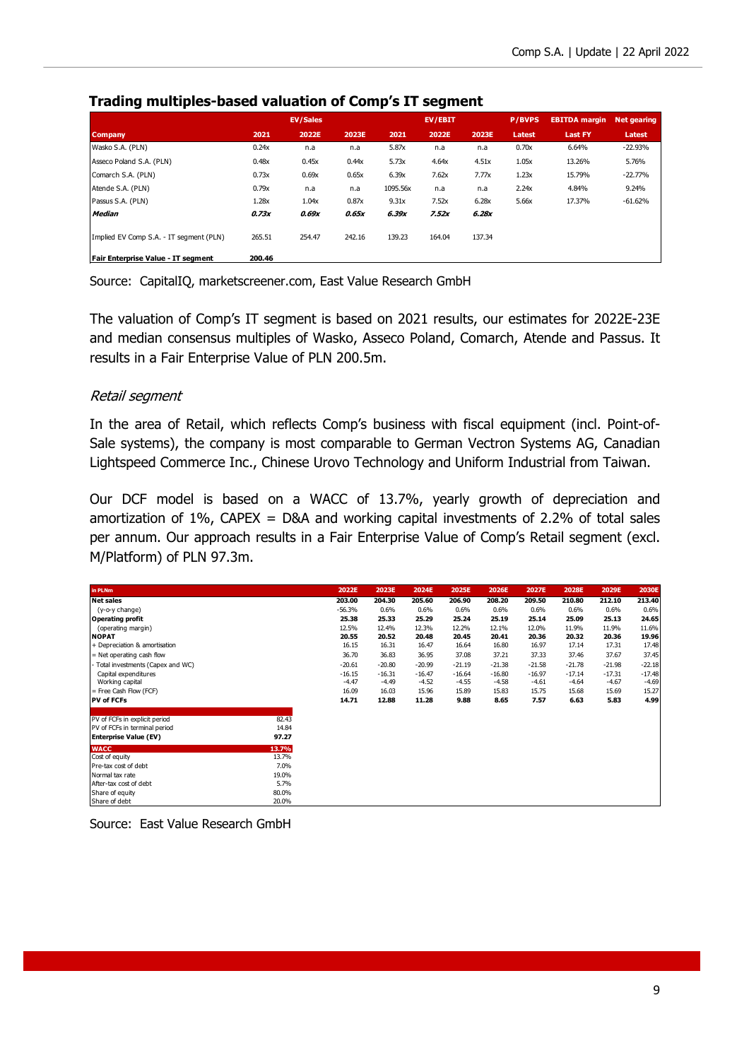### Trading multiples-based valuation of Comp's IT segment

| | EV/Sales | | | EV/EBIT | | | P/BVPS | EBITDA margin | Net gearing |
|---|---|---|---|---|---|---|---|---|---|
| **Company** | **2021** | **2022E** | **2023E** | **2021** | **2022E** | **2023E** | **Latest** | **Last FY** | **Latest** |
| Wasko S.A. (PLN) | 0.24x | n.a | n.a | 5.87x | n.a | n.a | 0.70x | 6.64% | -22.93% |
| Asseco Poland S.A. (PLN) | 0.48x | 0.45x | 0.44x | 5.73x | 4.64x | 4.51x | 1.05x | 13.26% | 5.76% |
| Comarch S.A. (PLN) | 0.73x | 0.69x | 0.65x | 6.39x | 7.62x | 7.77x | 1.23x | 15.79% | -22.77% |
| Atende S.A. (PLN) | 0.79x | n.a | n.a | 1095.56x | n.a | n.a | 2.24x | 4.84% | 9.24% |
| Passus S.A. (PLN) | 1.28x | 1.04x | 0.87x | 9.31x | 7.52x | 6.28x | 5.66x | 17.37% | -61.62% |
| ***Median*** | ***0.73x*** | ***0.69x*** | ***0.65x*** | ***6.39x*** | ***7.52x*** | ***6.28x*** | | | |
| Implied EV Comp S.A. - IT segment (PLN) | 265.51 | 254.47 | 242.16 | 139.23 | 164.04 | 137.34 | | | |
| **Fair Enterprise Value - IT segment** | **200.46** | | | | | | | | |

Source: CapitalQ, marketscreener.com, East Value Research GmbH

The valuation of Comp's IT segment is based on 2021 results, our estimates for 2022E-23E and median consensus multiples of Wasko, Asseco Poland, Comarch, Atende and Passus. It results in a Fair Enterprise Value of PLN 200.5m.

*Retail segment*

In the area of Retail, which reflects Comp's business with fiscal equipment (incl. Point-of-Sale systems), the company is most comparable to German Vectron Systems AG, Canadian Lightspeed Commerce Inc., Chinese Urovo Technology and Uniform Industrial from Taiwan.

Our DCF model is based on a WACC of 13.7%, yearly growth of depreciation and amortization of 1%, CAPEX = D&A and working capital investments of 2.2% of total sales per annum. Our approach results in a Fair Enterprise Value of Comp's Retail segment (excl. M/Platform) of PLN 97.3m.

| in PLNm | | 2022E | 2023E | 2024E | 2025E | 2026E | 2027E | 2028E | 2029E | 2030E |
|---|---|---|---|---|---|---|---|---|---|---|
| **Net sales** | | **203.00** | **204.30** | **205.60** | **206.90** | **208.20** | **209.50** | **210.80** | **212.10** | **213.40** |
| (y-o-y change) | | -56.3% | 0.6% | 0.6% | 0.6% | 0.6% | 0.6% | 0.6% | 0.6% | 0.6% |
| **Operating profit** | | **25.38** | **25.33** | **25.29** | **25.24** | **25.19** | **25.14** | **25.09** | **25.13** | **24.65** |
| (operating margin) | | 12.5% | 12.4% | 12.3% | 12.2% | 12.1% | 12.0% | 11.9% | 11.9% | 11.6% |
| **NOPAT** | | **20.55** | **20.52** | **20.48** | **20.45** | **20.41** | **20.36** | **20.32** | **20.36** | **19.96** |
| + Depreciation & amortisation | | 16.15 | 16.31 | 16.47 | 16.64 | 16.80 | 16.97 | 17.14 | 17.31 | 17.48 |
| = Net operating cash flow | | 36.70 | 36.83 | 36.95 | 37.08 | 37.21 | 37.33 | 37.46 | 37.67 | 37.45 |
| - Total investments (Capex and WC) | | -20.61 | -20.80 | -20.99 | -21.19 | -21.38 | -21.58 | -21.78 | -21.98 | -22.18 |
| Capital expenditures | | -16.15 | -16.31 | -16.47 | -16.64 | -16.80 | -16.97 | -17.14 | -17.31 | -17.48 |
| Working capital | | -4.47 | -4.49 | -4.52 | -4.55 | -4.58 | -4.61 | -4.64 | -4.67 | -4.69 |
| = Free Cash Flow (FCF) | | 16.09 | 16.03 | 15.96 | 15.89 | 15.83 | 15.75 | 15.68 | 15.69 | 15.27 |
| **PV of FCFs** | | **14.71** | **12.88** | **11.28** | **9.88** | **8.65** | **7.57** | **6.63** | **5.83** | **4.99** |
| | | | | | | | | | | |
| PV of FCFs in explicit period | 82.43 | | | | | | | | | |
| PV of FCFs in terminal period | 14.84 | | | | | | | | | |
| **Enterprise Value (EV)** | **97.27** | | | | | | | | | |
| **WACC** | **13.7%** | | | | | | | | | |
| Cost of equity | 13.7% | | | | | | | | | |
| Pre-tax cost of debt | 7.0% | | | | | | | | | |
| Normal tax rate | 19.0% | | | | | | | | | |
| After-tax cost of debt | 5.7% | | | | | | | | | |
| Share of equity | 80.0% | | | | | | | | | |
| Share of debt | 20.0% | | | | | | | | | |

Source: East Value Research GmbH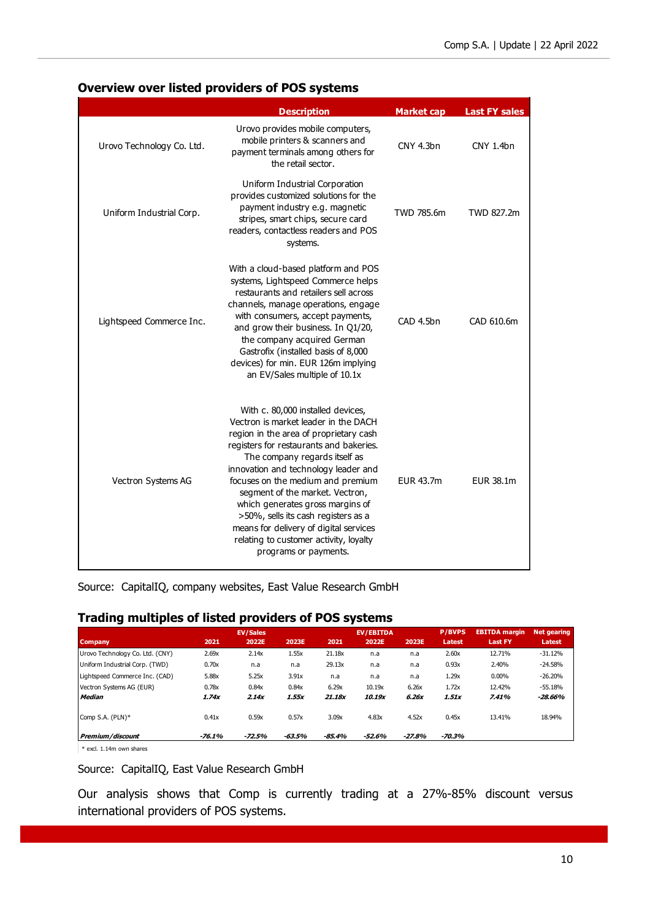## Overview over listed providers of POS systems

| | Description | Market cap | Last FY sales |
|---|---|---|---|
| Urovo Technology Co. Ltd. | Urovo provides mobile computers, mobile printers & scanners and payment terminals among others for the retail sector. | CNY 4.3bn | CNY 1.4bn |
| Uniform Industrial Corp. | Uniform Industrial Corporation provides customized solutions for the payment industry e.g. magnetic stripes, smart chips, secure card readers, contactless readers and POS systems. | TWD 785.6m | TWD 827.2m |
| Lightspeed Commerce Inc. | With a cloud-based platform and POS systems, Lightspeed Commerce helps restaurants and retailers sell across channels, manage operations, engage with consumers, accept payments, and grow their business. In Q1/20, the company acquired German Gastrofix (installed basis of 8,000 devices) for min. EUR 126m implying an EV/Sales multiple of 10.1x | CAD 4.5bn | CAD 610.6m |
| Vectron Systems AG | With c. 80,000 installed devices, Vectron is market leader in the DACH region in the area of proprietary cash registers for restaurants and bakeries. The company regards itself as innovation and technology leader and focuses on the medium and premium segment of the market. Vectron, which generates gross margins of >50%, sells its cash registers as a means for delivery of digital services relating to customer activity, loyalty programs or payments. | EUR 43.7m | EUR 38.1m |

Source: CapitalIQ, company websites, East Value Research GmbH

## Trading multiples of listed providers of POS systems

| | EV/Sales | | | EV/EBITDA | | | P/BVPS | EBITDA margin | Net gearing |
|---|---|---|---|---|---|---|---|---|---|
| **Company** | **2021** | **2022E** | **2023E** | **2021** | **2022E** | **2023E** | **Latest** | **Last FY** | **Latest** |
| Urovo Technology Co. Ltd. (CNY) | 2.69x | 2.14x | 1.55x | 21.18x | n.a | n.a | 2.60x | 12.71% | -31.12% |
| Uniform Industrial Corp. (TWD) | 0.70x | n.a | n.a | 29.13x | n.a | n.a | 0.93x | 2.40% | -24.58% |
| Lightspeed Commerce Inc. (CAD) | 5.88x | 5.25x | 3.91x | n.a | n.a | n.a | 1.29x | 0.00% | -26.20% |
| Vectron Systems AG (EUR) | 0.78x | 0.84x | 0.84x | 6.29x | 10.19x | 6.26x | 1.72x | 12.42% | -55.18% |
| ***Median*** | ***1.74x*** | ***2.14x*** | ***1.55x*** | ***21.18x*** | ***10.19x*** | ***6.26x*** | ***1.51x*** | ***7.41%*** | ***-28.66%*** |
| Comp S.A. (PLN)* | 0.41x | 0.59x | 0.57x | 3.09x | 4.83x | 4.52x | 0.45x | 13.41% | 18.94% |
| ***Premium/discount*** | ***-76.1%*** | ***-72.5%*** | ***-63.5%*** | ***-85.4%*** | ***-52.6%*** | ***-27.8%*** | ***-70.3%*** | | |

* excl. 1.14m own shares

Source: CapitalIQ, East Value Research GmbH

Our analysis shows that Comp is currently trading at a 27%-85% discount versus international providers of POS systems.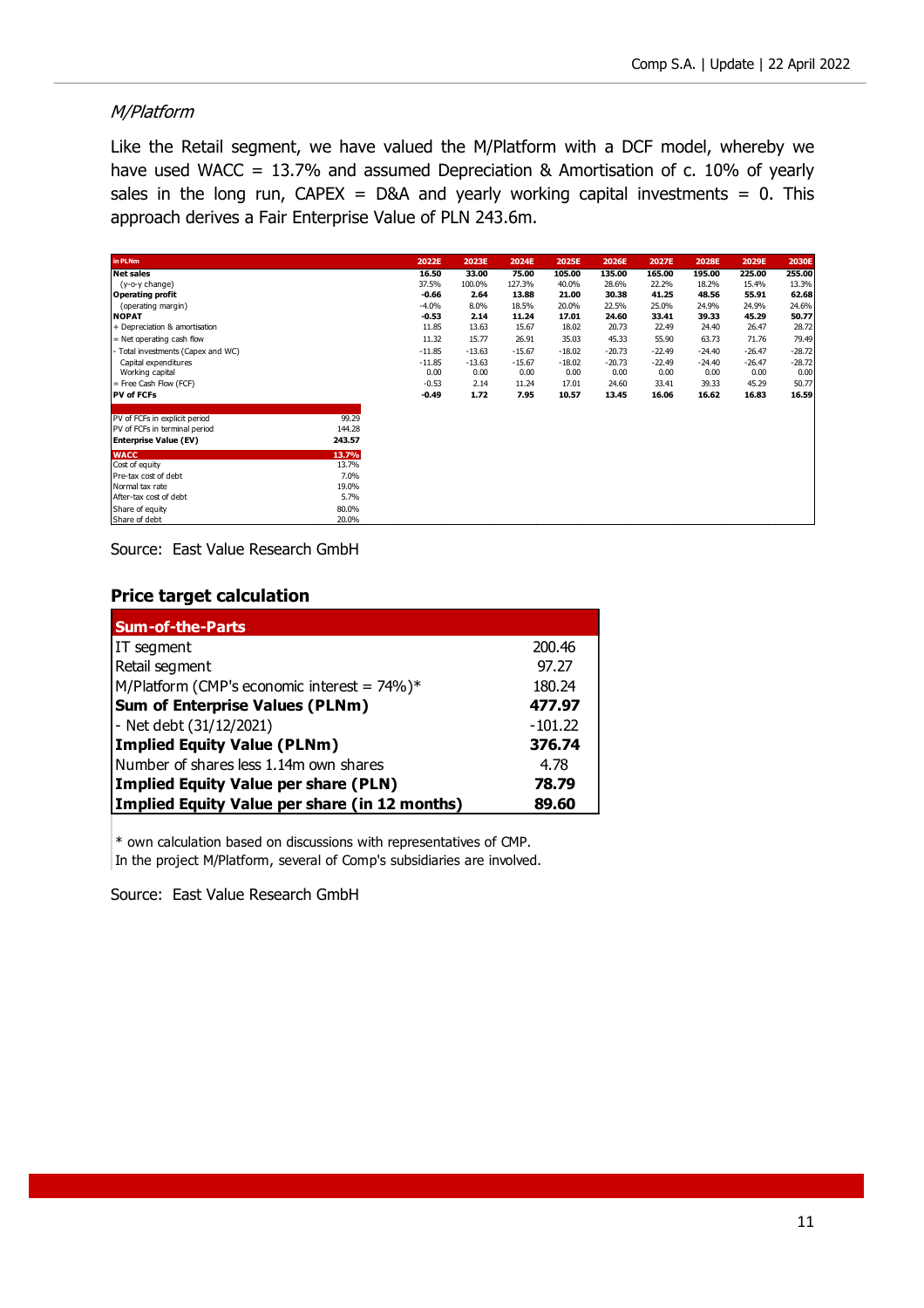*M/Platform*

Like the Retail segment, we have valued the M/Platform with a DCF model, whereby we have used WACC = 13.7% and assumed Depreciation & Amortisation of c. 10% of yearly sales in the long run, CAPEX = D&A and yearly working capital investments = 0. This approach derives a Fair Enterprise Value of PLN 243.6m.

| in PLNm | | 2022E | 2023E | 2024E | 2025E | 2026E | 2027E | 2028E | 2029E | 2030E |
|---|---|---|---|---|---|---|---|---|---|---|
| **Net sales** | | **16.50** | **33.00** | **75.00** | **105.00** | **135.00** | **165.00** | **195.00** | **225.00** | **255.00** |
| (y-o-y change) | | 37.5% | 100.0% | 127.3% | 40.0% | 28.6% | 22.2% | 18.2% | 15.4% | 13.3% |
| **Operating profit** | | **-0.66** | **2.64** | **13.88** | **21.00** | **30.38** | **41.25** | **48.56** | **55.91** | **62.68** |
| (operating margin) | | -4.0% | 8.0% | 18.5% | 20.0% | 22.5% | 25.0% | 24.9% | 24.9% | 24.6% |
| **NOPAT** | | **-0.53** | **2.14** | **11.24** | **17.01** | **24.60** | **33.41** | **39.33** | **45.29** | **50.77** |
| + Depreciation & amortisation | | 11.85 | 13.63 | 15.67 | 18.02 | 20.73 | 22.49 | 24.40 | 26.47 | 28.72 |
| = Net operating cash flow | | 11.32 | 15.77 | 26.91 | 35.03 | 45.33 | 55.90 | 63.73 | 71.76 | 79.49 |
| - Total investments (Capex and WC) | | -11.85 | -13.63 | -15.67 | -18.02 | -20.73 | -22.49 | -24.40 | -26.47 | -28.72 |
| Capital expenditures | | -11.85 | -13.63 | -15.67 | -18.02 | -20.73 | -22.49 | -24.40 | -26.47 | -28.72 |
| Working capital | | 0.00 | 0.00 | 0.00 | 0.00 | 0.00 | 0.00 | 0.00 | 0.00 | 0.00 |
| = Free Cash Flow (FCF) | | -0.53 | 2.14 | 11.24 | 17.01 | 24.60 | 33.41 | 39.33 | 45.29 | 50.77 |
| **PV of FCFs** | | **-0.49** | **1.72** | **7.95** | **10.57** | **13.45** | **16.06** | **16.62** | **16.83** | **16.59** |
| | | | | | | | | | | |
| PV of FCFs in explicit period | 99.29 | | | | | | | | | |
| PV of FCFs in terminal period | 144.28 | | | | | | | | | |
| **Enterprise Value (EV)** | **243.57** | | | | | | | | | |
| **WACC** | **13.7%** | | | | | | | | | |
| Cost of equity | 13.7% | | | | | | | | | |
| Pre-tax cost of debt | 7.0% | | | | | | | | | |
| Normal tax rate | 19.0% | | | | | | | | | |
| After-tax cost of debt | 5.7% | | | | | | | | | |
| Share of equity | 80.0% | | | | | | | | | |
| Share of debt | 20.0% | | | | | | | | | |

Source: East Value Research GmbH

## Price target calculation

| Sum-of-the-Parts | |
|---|---|
| IT segment | 200.46 |
| Retail segment | 97.27 |
| M/Platform (CMP's economic interest = 74%)* | 180.24 |
| **Sum of Enterprise Values (PLNm)** | **477.97** |
| - Net debt (31/12/2021) | -101.22 |
| **Implied Equity Value (PLNm)** | **376.74** |
| Number of shares less 1.14m own shares | 4.78 |
| **Implied Equity Value per share (PLN)** | **78.79** |
| **Implied Equity Value per share (in 12 months)** | **89.60** |

* own calculation based on discussions with representatives of CMP.
In the project M/Platform, several of Comp's subsidiaries are involved.

Source: East Value Research GmbH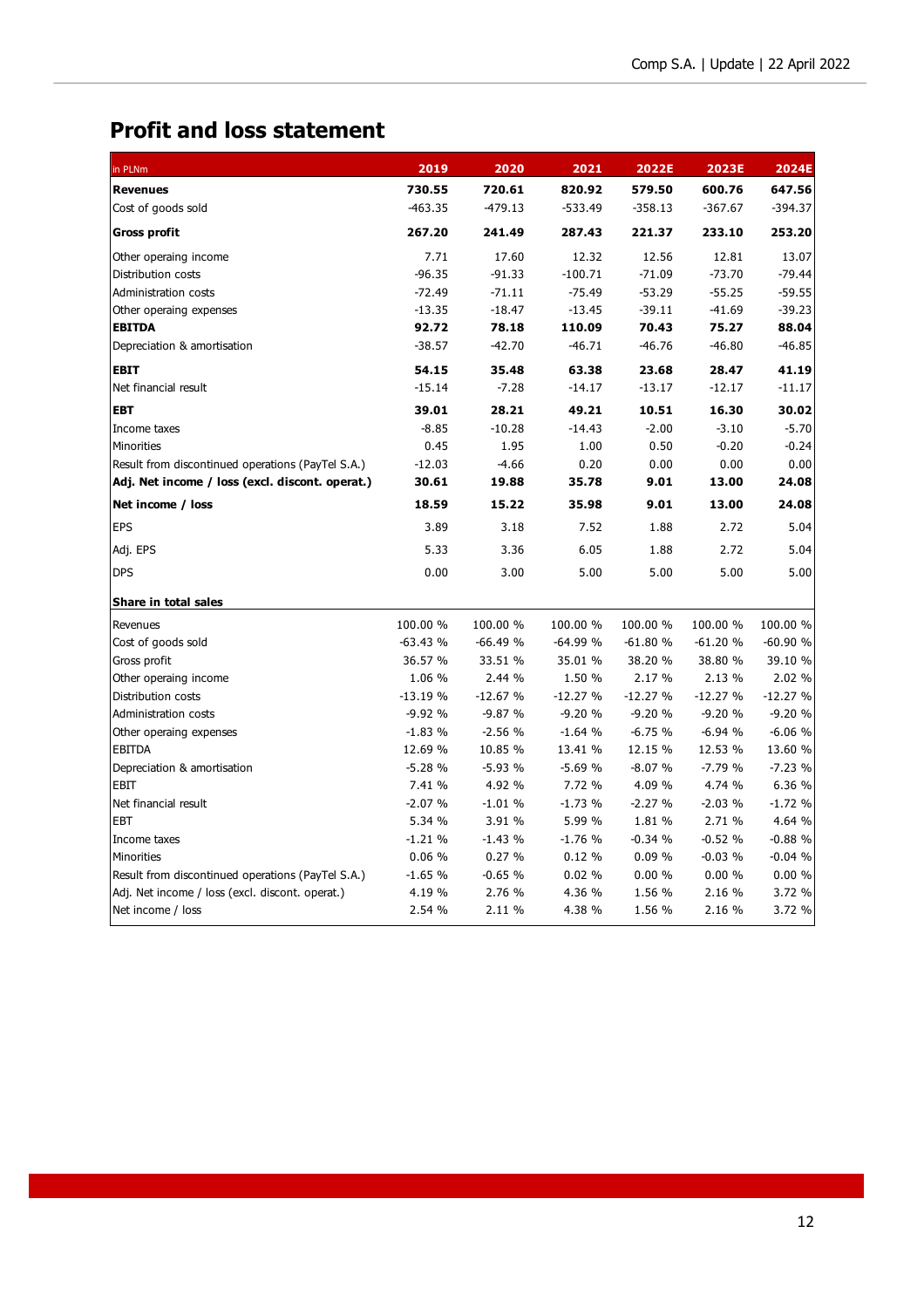## Profit and loss statement

| in PLNm | 2019 | 2020 | 2021 | 2022E | 2023E | 2024E |
|---|---|---|---|---|---|---|
| **Revenues** | **730.55** | **720.61** | **820.92** | **579.50** | **600.76** | **647.56** |
| Cost of goods sold | -463.35 | -479.13 | -533.49 | -358.13 | -367.67 | -394.37 |
| **Gross profit** | **267.20** | **241.49** | **287.43** | **221.37** | **233.10** | **253.20** |
| Other operaing income | 7.71 | 17.60 | 12.32 | 12.56 | 12.81 | 13.07 |
| Distribution costs | -96.35 | -91.33 | -100.71 | -71.09 | -73.70 | -79.44 |
| Administration costs | -72.49 | -71.11 | -75.49 | -53.29 | -55.25 | -59.55 |
| Other operaing expenses | -13.35 | -18.47 | -13.45 | -39.11 | -41.69 | -39.23 |
| **EBITDA** | **92.72** | **78.18** | **110.09** | **70.43** | **75.27** | **88.04** |
| Depreciation & amortisation | -38.57 | -42.70 | -46.71 | -46.76 | -46.80 | -46.85 |
| **EBIT** | **54.15** | **35.48** | **63.38** | **23.68** | **28.47** | **41.19** |
| Net financial result | -15.14 | -7.28 | -14.17 | -13.17 | -12.17 | -11.17 |
| **EBT** | **39.01** | **28.21** | **49.21** | **10.51** | **16.30** | **30.02** |
| Income taxes | -8.85 | -10.28 | -14.43 | -2.00 | -3.10 | -5.70 |
| Minorities | 0.45 | 1.95 | 1.00 | 0.50 | -0.20 | -0.24 |
| Result from discontinued operations (PayTel S.A.) | -12.03 | -4.66 | 0.20 | 0.00 | 0.00 | 0.00 |
| **Adj. Net income / loss (excl. discont. operat.)** | **30.61** | **19.88** | **35.78** | **9.01** | **13.00** | **24.08** |
| **Net income / loss** | **18.59** | **15.22** | **35.98** | **9.01** | **13.00** | **24.08** |
| EPS | 3.89 | 3.18 | 7.52 | 1.88 | 2.72 | 5.04 |
| Adj. EPS | 5.33 | 3.36 | 6.05 | 1.88 | 2.72 | 5.04 |
| DPS | 0.00 | 3.00 | 5.00 | 5.00 | 5.00 | 5.00 |
| **Share in total sales** | | | | | | |
| Revenues | 100.00 % | 100.00 % | 100.00 % | 100.00 % | 100.00 % | 100.00 % |
| Cost of goods sold | -63.43 % | -66.49 % | -64.99 % | -61.80 % | -61.20 % | -60.90 % |
| Gross profit | 36.57 % | 33.51 % | 35.01 % | 38.20 % | 38.80 % | 39.10 % |
| Other operaing income | 1.06 % | 2.44 % | 1.50 % | 2.17 % | 2.13 % | 2.02 % |
| Distribution costs | -13.19 % | -12.67 % | -12.27 % | -12.27 % | -12.27 % | -12.27 % |
| Administration costs | -9.92 % | -9.87 % | -9.20 % | -9.20 % | -9.20 % | -9.20 % |
| Other operaing expenses | -1.83 % | -2.56 % | -1.64 % | -6.75 % | -6.94 % | -6.06 % |
| EBITDA | 12.69 % | 10.85 % | 13.41 % | 12.15 % | 12.53 % | 13.60 % |
| Depreciation & amortisation | -5.28 % | -5.93 % | -5.69 % | -8.07 % | -7.79 % | -7.23 % |
| EBIT | 7.41 % | 4.92 % | 7.72 % | 4.09 % | 4.74 % | 6.36 % |
| Net financial result | -2.07 % | -1.01 % | -1.73 % | -2.27 % | -2.03 % | -1.72 % |
| EBT | 5.34 % | 3.91 % | 5.99 % | 1.81 % | 2.71 % | 4.64 % |
| Income taxes | -1.21 % | -1.43 % | -1.76 % | -0.34 % | -0.52 % | -0.88 % |
| Minorities | 0.06 % | 0.27 % | 0.12 % | 0.09 % | -0.03 % | -0.04 % |
| Result from discontinued operations (PayTel S.A.) | -1.65 % | -0.65 % | 0.02 % | 0.00 % | 0.00 % | 0.00 % |
| Adj. Net income / loss (excl. discont. operat.) | 4.19 % | 2.76 % | 4.36 % | 1.56 % | 2.16 % | 3.72 % |
| Net income / loss | 2.54 % | 2.11 % | 4.38 % | 1.56 % | 2.16 % | 3.72 % |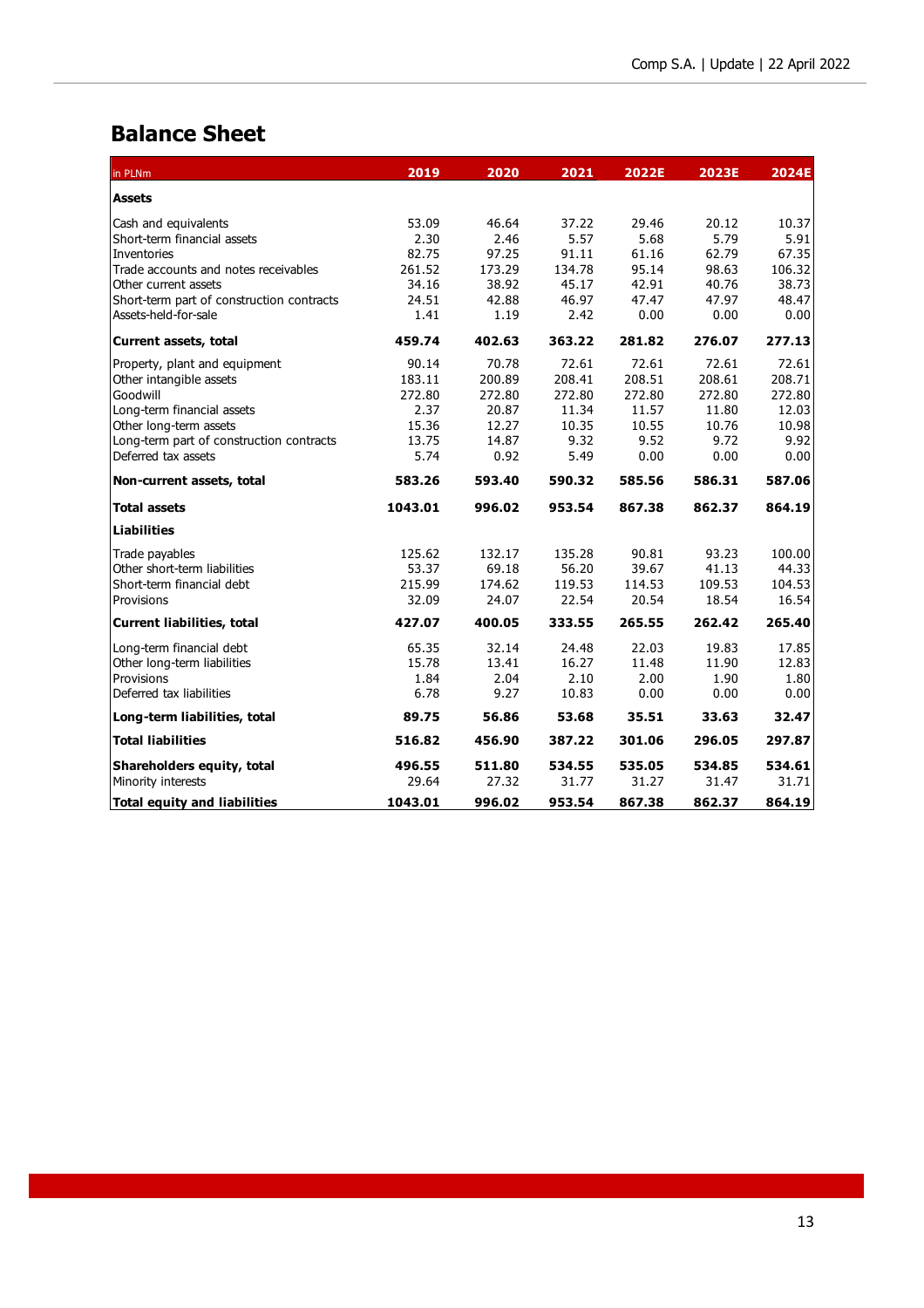## Balance Sheet

| in PLNm | 2019 | 2020 | 2021 | 2022E | 2023E | 2024E |
|---|---|---|---|---|---|---|
| **Assets** | | | | | | |
| Cash and equivalents | 53.09 | 46.64 | 37.22 | 29.46 | 20.12 | 10.37 |
| Short-term financial assets | 2.30 | 2.46 | 5.57 | 5.68 | 5.79 | 5.91 |
| Inventories | 82.75 | 97.25 | 91.11 | 61.16 | 62.79 | 67.35 |
| Trade accounts and notes receivables | 261.52 | 173.29 | 134.78 | 95.14 | 98.63 | 106.32 |
| Other current assets | 34.16 | 38.92 | 45.17 | 42.91 | 40.76 | 38.73 |
| Short-term part of construction contracts | 24.51 | 42.88 | 46.97 | 47.47 | 47.97 | 48.47 |
| Assets-held-for-sale | 1.41 | 1.19 | 2.42 | 0.00 | 0.00 | 0.00 |
| **Current assets, total** | **459.74** | **402.63** | **363.22** | **281.82** | **276.07** | **277.13** |
| Property, plant and equipment | 90.14 | 70.78 | 72.61 | 72.61 | 72.61 | 72.61 |
| Other intangible assets | 183.11 | 200.89 | 208.41 | 208.51 | 208.61 | 208.71 |
| Goodwill | 272.80 | 272.80 | 272.80 | 272.80 | 272.80 | 272.80 |
| Long-term financial assets | 2.37 | 20.87 | 11.34 | 11.57 | 11.80 | 12.03 |
| Other long-term assets | 15.36 | 12.27 | 10.35 | 10.55 | 10.76 | 10.98 |
| Long-term part of construction contracts | 13.75 | 14.87 | 9.32 | 9.52 | 9.72 | 9.92 |
| Deferred tax assets | 5.74 | 0.92 | 5.49 | 0.00 | 0.00 | 0.00 |
| **Non-current assets, total** | **583.26** | **593.40** | **590.32** | **585.56** | **586.31** | **587.06** |
| **Total assets** | **1043.01** | **996.02** | **953.54** | **867.38** | **862.37** | **864.19** |
| **Liabilities** | | | | | | |
| Trade payables | 125.62 | 132.17 | 135.28 | 90.81 | 93.23 | 100.00 |
| Other short-term liabilities | 53.37 | 69.18 | 56.20 | 39.67 | 41.13 | 44.33 |
| Short-term financial debt | 215.99 | 174.62 | 119.53 | 114.53 | 109.53 | 104.53 |
| Provisions | 32.09 | 24.07 | 22.54 | 20.54 | 18.54 | 16.54 |
| **Current liabilities, total** | **427.07** | **400.05** | **333.55** | **265.55** | **262.42** | **265.40** |
| Long-term financial debt | 65.35 | 32.14 | 24.48 | 22.03 | 19.83 | 17.85 |
| Other long-term liabilities | 15.78 | 13.41 | 16.27 | 11.48 | 11.90 | 12.83 |
| Provisions | 1.84 | 2.04 | 2.10 | 2.00 | 1.90 | 1.80 |
| Deferred tax liabilities | 6.78 | 9.27 | 10.83 | 0.00 | 0.00 | 0.00 |
| **Long-term liabilities, total** | **89.75** | **56.86** | **53.68** | **35.51** | **33.63** | **32.47** |
| **Total liabilities** | **516.82** | **456.90** | **387.22** | **301.06** | **296.05** | **297.87** |
| **Shareholders equity, total** | **496.55** | **511.80** | **534.55** | **535.05** | **534.85** | **534.61** |
| Minority interests | 29.64 | 27.32 | 31.77 | 31.27 | 31.47 | 31.71 |
| **Total equity and liabilities** | **1043.01** | **996.02** | **953.54** | **867.38** | **862.37** | **864.19** |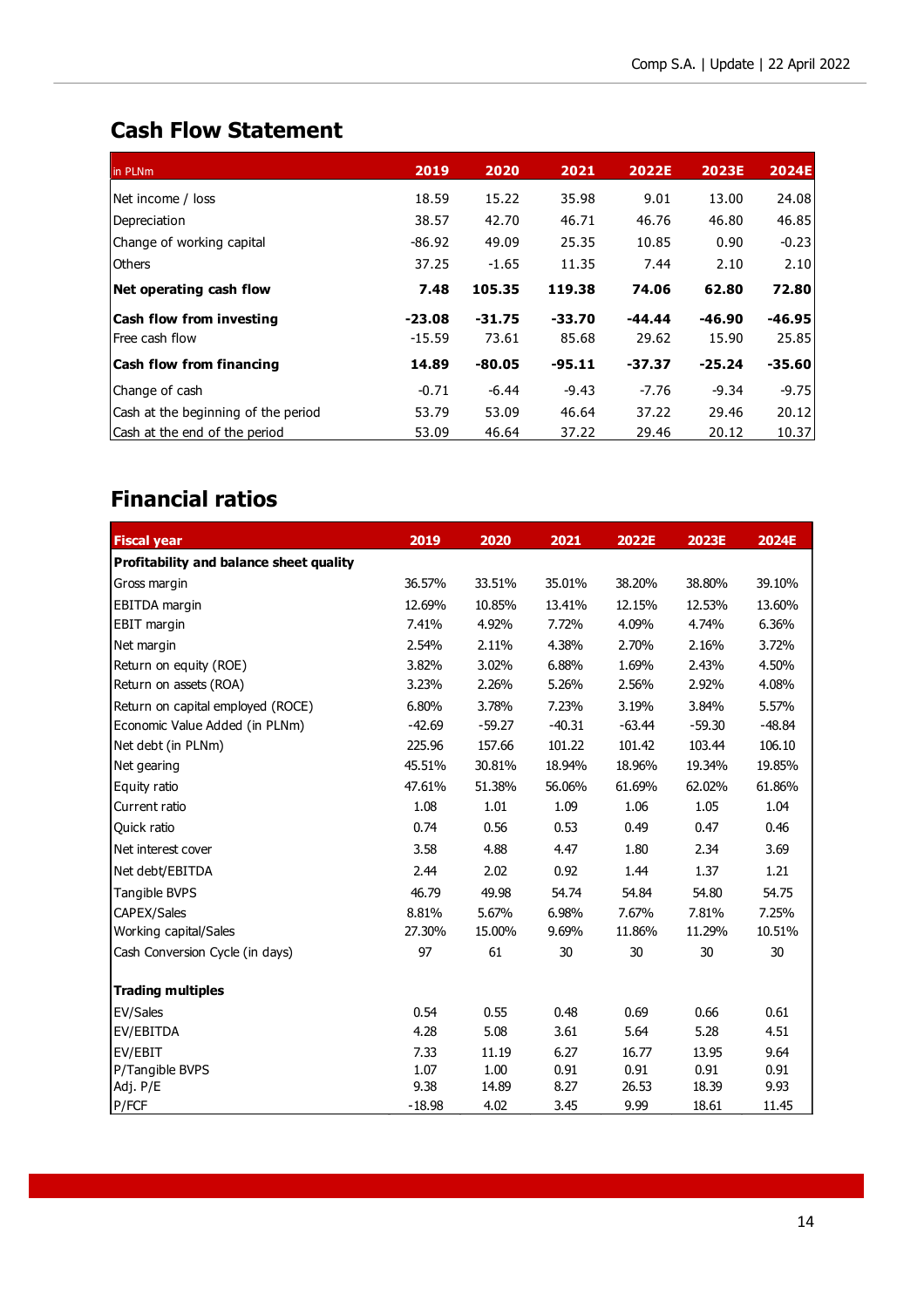## Cash Flow Statement

| in PLNm | 2019 | 2020 | 2021 | 2022E | 2023E | 2024E |
|---|---|---|---|---|---|---|
| Net income / loss | 18.59 | 15.22 | 35.98 | 9.01 | 13.00 | 24.08 |
| Depreciation | 38.57 | 42.70 | 46.71 | 46.76 | 46.80 | 46.85 |
| Change of working capital | -86.92 | 49.09 | 25.35 | 10.85 | 0.90 | -0.23 |
| Others | 37.25 | -1.65 | 11.35 | 7.44 | 2.10 | 2.10 |
| **Net operating cash flow** | **7.48** | **105.35** | **119.38** | **74.06** | **62.80** | **72.80** |
| **Cash flow from investing** | **-23.08** | **-31.75** | **-33.70** | **-44.44** | **-46.90** | **-46.95** |
| Free cash flow | -15.59 | 73.61 | 85.68 | 29.62 | 15.90 | 25.85 |
| **Cash flow from financing** | **14.89** | **-80.05** | **-95.11** | **-37.37** | **-25.24** | **-35.60** |
| Change of cash | -0.71 | -6.44 | -9.43 | -7.76 | -9.34 | -9.75 |
| Cash at the beginning of the period | 53.79 | 53.09 | 46.64 | 37.22 | 29.46 | 20.12 |
| Cash at the end of the period | 53.09 | 46.64 | 37.22 | 29.46 | 20.12 | 10.37 |

## Financial ratios

| Fiscal year | 2019 | 2020 | 2021 | 2022E | 2023E | 2024E |
|---|---|---|---|---|---|---|
| **Profitability and balance sheet quality** | | | | | | |
| Gross margin | 36.57% | 33.51% | 35.01% | 38.20% | 38.80% | 39.10% |
| EBITDA margin | 12.69% | 10.85% | 13.41% | 12.15% | 12.53% | 13.60% |
| EBIT margin | 7.41% | 4.92% | 7.72% | 4.09% | 4.74% | 6.36% |
| Net margin | 2.54% | 2.11% | 4.38% | 2.70% | 2.16% | 3.72% |
| Return on equity (ROE) | 3.82% | 3.02% | 6.88% | 1.69% | 2.43% | 4.50% |
| Return on assets (ROA) | 3.23% | 2.26% | 5.26% | 2.56% | 2.92% | 4.08% |
| Return on capital employed (ROCE) | 6.80% | 3.78% | 7.23% | 3.19% | 3.84% | 5.57% |
| Economic Value Added (in PLNm) | -42.69 | -59.27 | -40.31 | -63.44 | -59.30 | -48.84 |
| Net debt (in PLNm) | 225.96 | 157.66 | 101.22 | 101.42 | 103.44 | 106.10 |
| Net gearing | 45.51% | 30.81% | 18.94% | 18.96% | 19.34% | 19.85% |
| Equity ratio | 47.61% | 51.38% | 56.06% | 61.69% | 62.02% | 61.86% |
| Current ratio | 1.08 | 1.01 | 1.09 | 1.06 | 1.05 | 1.04 |
| Quick ratio | 0.74 | 0.56 | 0.53 | 0.49 | 0.47 | 0.46 |
| Net interest cover | 3.58 | 4.88 | 4.47 | 1.80 | 2.34 | 3.69 |
| Net debt/EBITDA | 2.44 | 2.02 | 0.92 | 1.44 | 1.37 | 1.21 |
| Tangible BVPS | 46.79 | 49.98 | 54.74 | 54.84 | 54.80 | 54.75 |
| CAPEX/Sales | 8.81% | 5.67% | 6.98% | 7.67% | 7.81% | 7.25% |
| Working capital/Sales | 27.30% | 15.00% | 9.69% | 11.86% | 11.29% | 10.51% |
| Cash Conversion Cycle (in days) | 97 | 61 | 30 | 30 | 30 | 30 |
| **Trading multiples** | | | | | | |
| EV/Sales | 0.54 | 0.55 | 0.48 | 0.69 | 0.66 | 0.61 |
| EV/EBITDA | 4.28 | 5.08 | 3.61 | 5.64 | 5.28 | 4.51 |
| EV/EBIT | 7.33 | 11.19 | 6.27 | 16.77 | 13.95 | 9.64 |
| P/Tangible BVPS | 1.07 | 1.00 | 0.91 | 0.91 | 0.91 | 0.91 |
| Adj. P/E | 9.38 | 14.89 | 8.27 | 26.53 | 18.39 | 9.93 |
| P/FCF | -18.98 | 4.02 | 3.45 | 9.99 | 18.61 | 11.45 |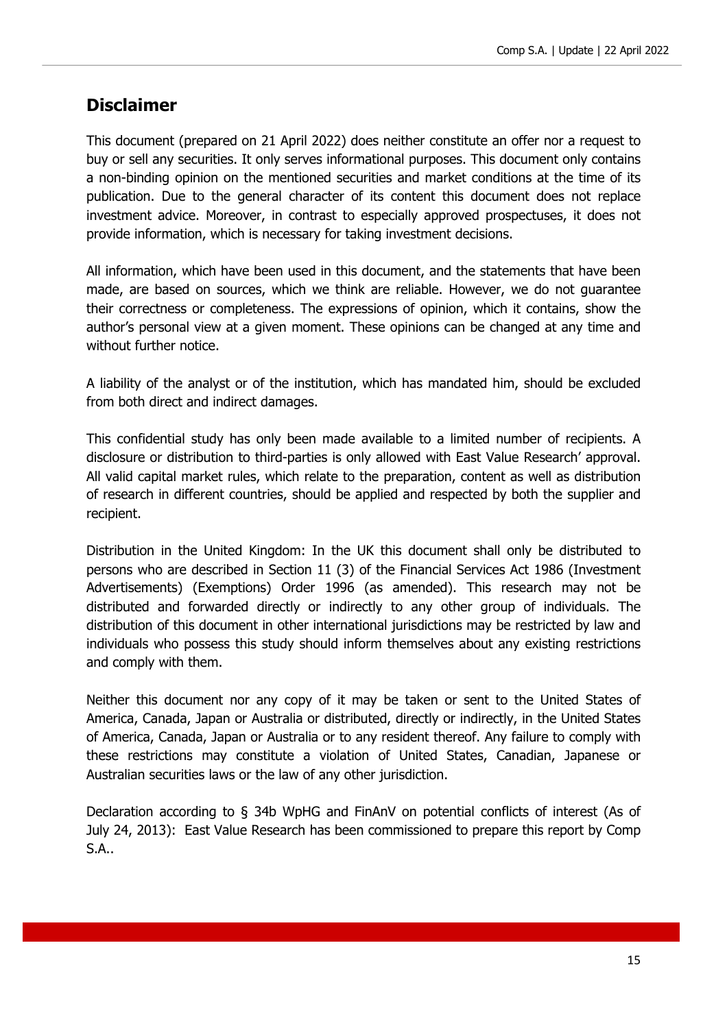## Disclaimer

This document (prepared on 21 April 2022) does neither constitute an offer nor a request to buy or sell any securities. It only serves informational purposes. This document only contains a non-binding opinion on the mentioned securities and market conditions at the time of its publication. Due to the general character of its content this document does not replace investment advice. Moreover, in contrast to especially approved prospectuses, it does not provide information, which is necessary for taking investment decisions.

All information, which have been used in this document, and the statements that have been made, are based on sources, which we think are reliable. However, we do not guarantee their correctness or completeness. The expressions of opinion, which it contains, show the author's personal view at a given moment. These opinions can be changed at any time and without further notice.

A liability of the analyst or of the institution, which has mandated him, should be excluded from both direct and indirect damages.

This confidential study has only been made available to a limited number of recipients. A disclosure or distribution to third-parties is only allowed with East Value Research' approval. All valid capital market rules, which relate to the preparation, content as well as distribution of research in different countries, should be applied and respected by both the supplier and recipient.

Distribution in the United Kingdom: In the UK this document shall only be distributed to persons who are described in Section 11 (3) of the Financial Services Act 1986 (Investment Advertisements) (Exemptions) Order 1996 (as amended). This research may not be distributed and forwarded directly or indirectly to any other group of individuals. The distribution of this document in other international jurisdictions may be restricted by law and individuals who possess this study should inform themselves about any existing restrictions and comply with them.

Neither this document nor any copy of it may be taken or sent to the United States of America, Canada, Japan or Australia or distributed, directly or indirectly, in the United States of America, Canada, Japan or Australia or to any resident thereof. Any failure to comply with these restrictions may constitute a violation of United States, Canadian, Japanese or Australian securities laws or the law of any other jurisdiction.

Declaration according to § 34b WpHG and FinAnV on potential conflicts of interest (As of July 24, 2013): East Value Research has been commissioned to prepare this report by Comp S.A..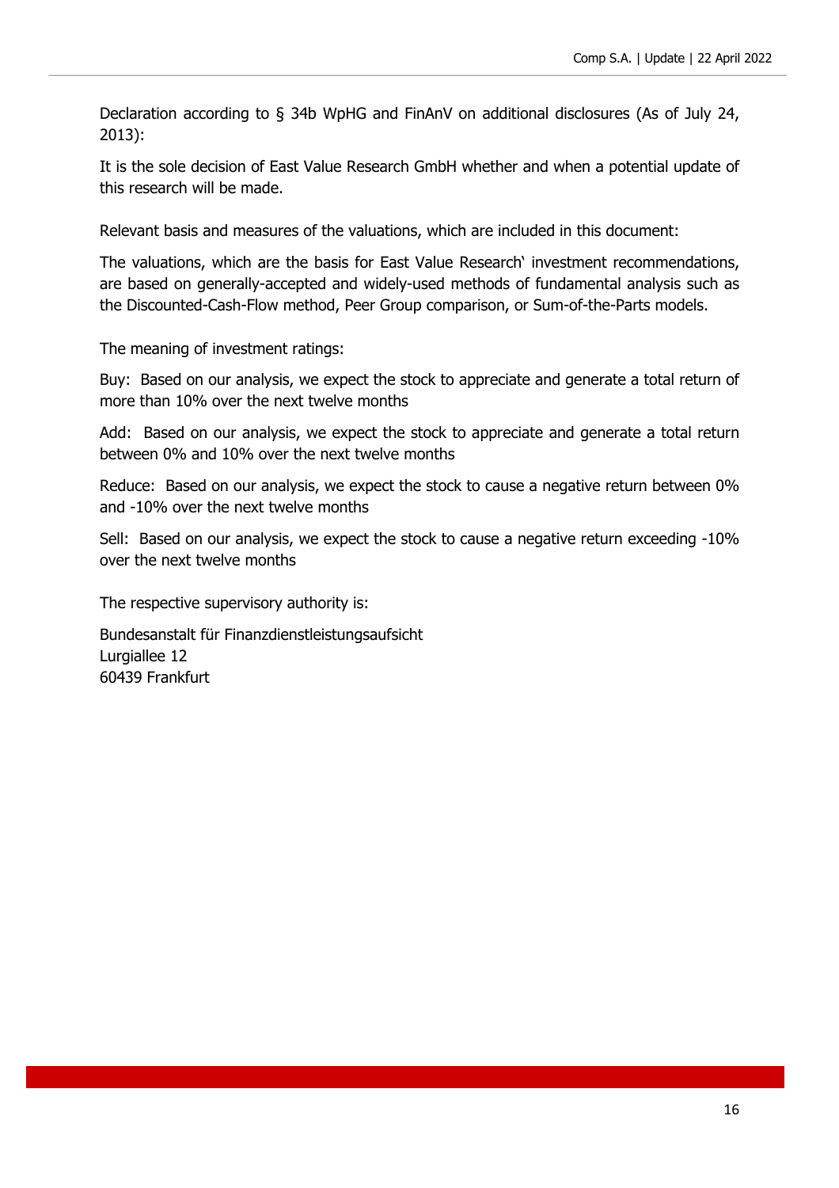Declaration according to § 34b WpHG and FinAnV on additional disclosures (As of July 24, 2013):

It is the sole decision of East Value Research GmbH whether and when a potential update of this research will be made.

Relevant basis and measures of the valuations, which are included in this document:

The valuations, which are the basis for East Value Research' investment recommendations, are based on generally-accepted and widely-used methods of fundamental analysis such as the Discounted-Cash-Flow method, Peer Group comparison, or Sum-of-the-Parts models.

The meaning of investment ratings:

Buy: Based on our analysis, we expect the stock to appreciate and generate a total return of more than 10% over the next twelve months

Add: Based on our analysis, we expect the stock to appreciate and generate a total return between 0% and 10% over the next twelve months

Reduce: Based on our analysis, we expect the stock to cause a negative return between 0% and -10% over the next twelve months

Sell: Based on our analysis, we expect the stock to cause a negative return exceeding -10% over the next twelve months

The respective supervisory authority is:

Bundesanstalt für Finanzdienstleistungsaufsicht
Lurgiallee 12
60439 Frankfurt